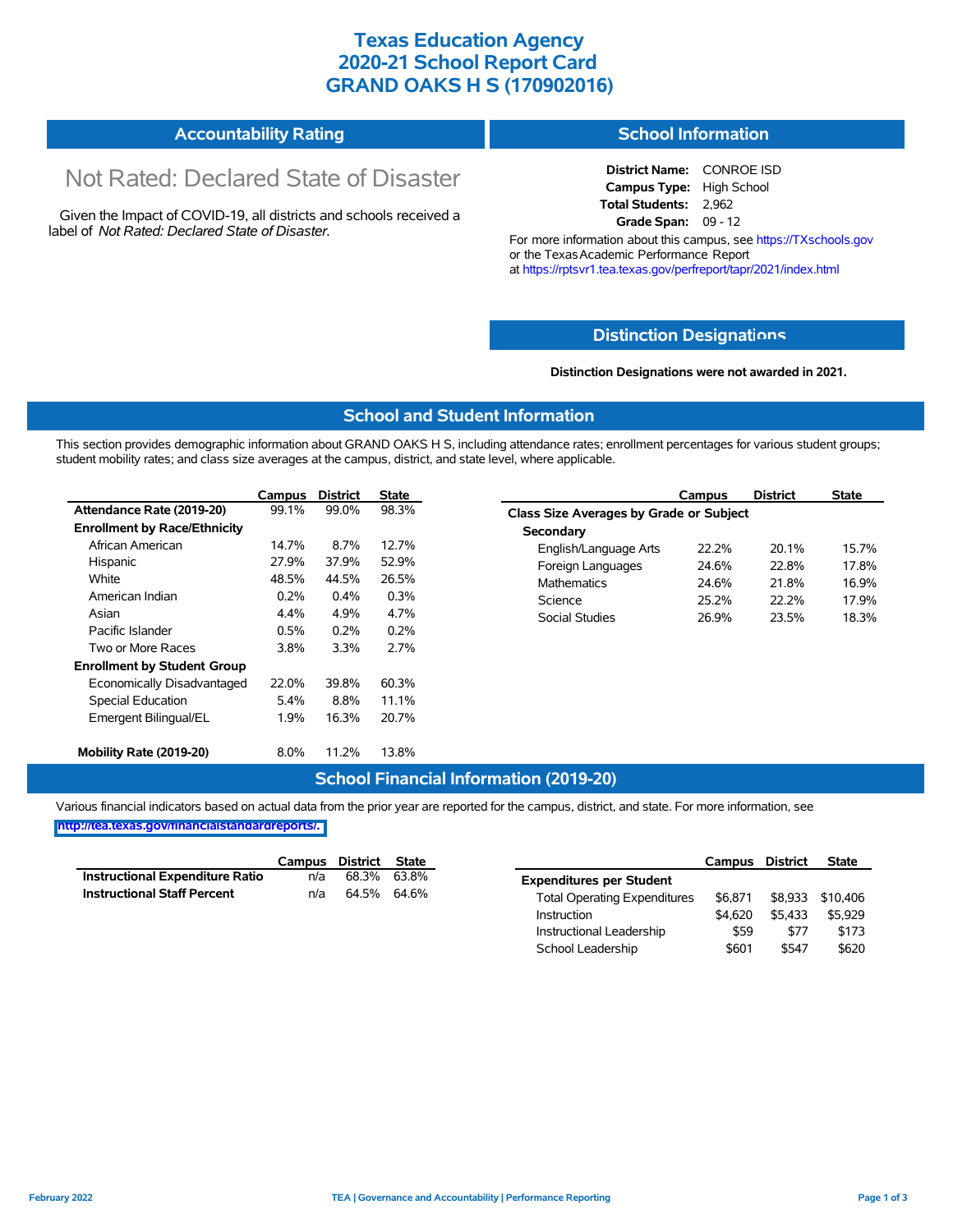# Texas Education Agency
# 2020-21 School Report Card
# GRAND OAKS H S (170902016)

## Accountability Rating

Not Rated: Declared State of Disaster

Given the Impact of COVID-19, all districts and schools received a label of *Not Rated: Declared State of Disaster*.

## School Information

**District Name:** CONROE ISD
**Campus Type:** High School
**Total Students:** 2,962
**Grade Span:** 09 - 12

For more information about this campus, see https://TXschools.gov or the Texas Academic Performance Report at https://rptsvr1.tea.texas.gov/perfreport/tapr/2021/index.html

## Distinction Designations

**Distinction Designations were not awarded in 2021.**

## School and Student Information

This section provides demographic information about GRAND OAKS H S, including attendance rates; enrollment percentages for various student groups; student mobility rates; and class size averages at the campus, district, and state level, where applicable.

| | Campus | District | State |
|---|---|---|---|
| **Attendance Rate (2019-20)** | 99.1% | 99.0% | 98.3% |
| **Enrollment by Race/Ethnicity** | | | |
| African American | 14.7% | 8.7% | 12.7% |
| Hispanic | 27.9% | 37.9% | 52.9% |
| White | 48.5% | 44.5% | 26.5% |
| American Indian | 0.2% | 0.4% | 0.3% |
| Asian | 4.4% | 4.9% | 4.7% |
| Pacific Islander | 0.5% | 0.2% | 0.2% |
| Two or More Races | 3.8% | 3.3% | 2.7% |
| **Enrollment by Student Group** | | | |
| Economically Disadvantaged | 22.0% | 39.8% | 60.3% |
| Special Education | 5.4% | 8.8% | 11.1% |
| Emergent Bilingual/EL | 1.9% | 16.3% | 20.7% |
| **Mobility Rate (2019-20)** | 8.0% | 11.2% | 13.8% |

| | Campus | District | State |
|---|---|---|---|
| **Class Size Averages by Grade or Subject** | | | |
| **Secondary** | | | |
| English/Language Arts | 22.2% | 20.1% | 15.7% |
| Foreign Languages | 24.6% | 22.8% | 17.8% |
| Mathematics | 24.6% | 21.8% | 16.9% |
| Science | 25.2% | 22.2% | 17.9% |
| Social Studies | 26.9% | 23.5% | 18.3% |

## School Financial Information (2019-20)

Various financial indicators based on actual data from the prior year are reported for the campus, district, and state. For more information, see http://tea.texas.gov/financialstandardreports/.

| | Campus | District | State |
|---|---|---|---|
| **Instructional Expenditure Ratio** | n/a | 68.3% | 63.8% |
| **Instructional Staff Percent** | n/a | 64.5% | 64.6% |

| | Campus | District | State |
|---|---|---|---|
| **Expenditures per Student** | | | |
| Total Operating Expenditures | $6,871 | $8,933 | $10,406 |
| Instruction | $4,620 | $5,433 | $5,929 |
| Instructional Leadership | $59 | $77 | $173 |
| School Leadership | $601 | $547 | $620 |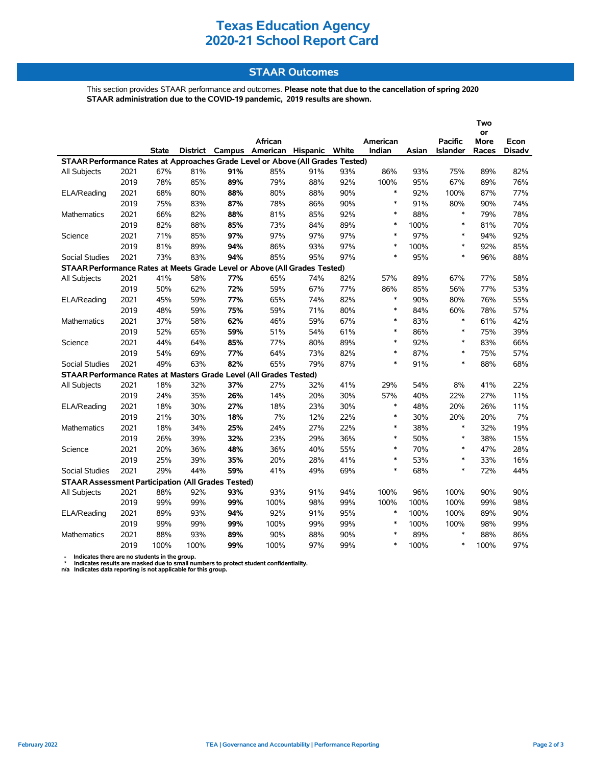# Texas Education Agency
# 2020-21 School Report Card

## STAAR Outcomes

This section provides STAAR performance and outcomes. **Please note that due to the cancellation of spring 2020 STAAR administration due to the COVID-19 pandemic, 2019 results are shown.**

| | | State | District | Campus | African American | Hispanic | White | American Indian | Asian | Pacific Islander | Two or More Races | Econ Disadv |
|---|---|---|---|---|---|---|---|---|---|---|---|---|
| **STAAR Performance Rates at Approaches Grade Level or Above (All Grades Tested)** | | | | | | | | | | | | |
| All Subjects | 2021 | 67% | 81% | **91%** | 85% | 91% | 93% | 86% | 93% | 75% | 89% | 82% |
| | 2019 | 78% | 85% | **89%** | 79% | 88% | 92% | 100% | 95% | 67% | 89% | 76% |
| ELA/Reading | 2021 | 68% | 80% | **88%** | 80% | 88% | 90% | * | 92% | 100% | 87% | 77% |
| | 2019 | 75% | 83% | **87%** | 78% | 86% | 90% | * | 91% | 80% | 90% | 74% |
| Mathematics | 2021 | 66% | 82% | **88%** | 81% | 85% | 92% | * | 88% | * | 79% | 78% |
| | 2019 | 82% | 88% | **85%** | 73% | 84% | 89% | * | 100% | * | 81% | 70% |
| Science | 2021 | 71% | 85% | **97%** | 97% | 97% | 97% | * | 97% | * | 94% | 92% |
| | 2019 | 81% | 89% | **94%** | 86% | 93% | 97% | * | 100% | * | 92% | 85% |
| Social Studies | 2021 | 73% | 83% | **94%** | 85% | 95% | 97% | * | 95% | * | 96% | 88% |
| **STAAR Performance Rates at Meets Grade Level or Above (All Grades Tested)** | | | | | | | | | | | | |
| All Subjects | 2021 | 41% | 58% | **77%** | 65% | 74% | 82% | 57% | 89% | 67% | 77% | 58% |
| | 2019 | 50% | 62% | **72%** | 59% | 67% | 77% | 86% | 85% | 56% | 77% | 53% |
| ELA/Reading | 2021 | 45% | 59% | **77%** | 65% | 74% | 82% | * | 90% | 80% | 76% | 55% |
| | 2019 | 48% | 59% | **75%** | 59% | 71% | 80% | * | 84% | 60% | 78% | 57% |
| Mathematics | 2021 | 37% | 58% | **62%** | 46% | 59% | 67% | * | 83% | * | 61% | 42% |
| | 2019 | 52% | 65% | **59%** | 51% | 54% | 61% | * | 86% | * | 75% | 39% |
| Science | 2021 | 44% | 64% | **85%** | 77% | 80% | 89% | * | 92% | * | 83% | 66% |
| | 2019 | 54% | 69% | **77%** | 64% | 73% | 82% | * | 87% | * | 75% | 57% |
| Social Studies | 2021 | 49% | 63% | **82%** | 65% | 79% | 87% | * | 91% | * | 88% | 68% |
| **STAAR Performance Rates at Masters Grade Level (All Grades Tested)** | | | | | | | | | | | | |
| All Subjects | 2021 | 18% | 32% | **37%** | 27% | 32% | 41% | 29% | 54% | 8% | 41% | 22% |
| | 2019 | 24% | 35% | **26%** | 14% | 20% | 30% | 57% | 40% | 22% | 27% | 11% |
| ELA/Reading | 2021 | 18% | 30% | **27%** | 18% | 23% | 30% | * | 48% | 20% | 26% | 11% |
| | 2019 | 21% | 30% | **18%** | 7% | 12% | 22% | * | 30% | 20% | 20% | 7% |
| Mathematics | 2021 | 18% | 34% | **25%** | 24% | 27% | 22% | * | 38% | * | 32% | 19% |
| | 2019 | 26% | 39% | **32%** | 23% | 29% | 36% | * | 50% | * | 38% | 15% |
| Science | 2021 | 20% | 36% | **48%** | 36% | 40% | 55% | * | 70% | * | 47% | 28% |
| | 2019 | 25% | 39% | **35%** | 20% | 28% | 41% | * | 53% | * | 33% | 16% |
| Social Studies | 2021 | 29% | 44% | **59%** | 41% | 49% | 69% | * | 68% | * | 72% | 44% |
| **STAAR Assessment Participation (All Grades Tested)** | | | | | | | | | | | | |
| All Subjects | 2021 | 88% | 92% | **93%** | 93% | 91% | 94% | 100% | 96% | 100% | 90% | 90% |
| | 2019 | 99% | 99% | **99%** | 100% | 98% | 99% | 100% | 100% | 100% | 99% | 98% |
| ELA/Reading | 2021 | 89% | 93% | **94%** | 92% | 91% | 95% | * | 100% | 100% | 89% | 90% |
| | 2019 | 99% | 99% | **99%** | 100% | 99% | 99% | * | 100% | 100% | 98% | 99% |
| Mathematics | 2021 | 88% | 93% | **89%** | 90% | 88% | 90% | * | 89% | * | 88% | 86% |
| | 2019 | 100% | 100% | **99%** | 100% | 97% | 99% | * | 100% | * | 100% | 97% |

**-** Indicates there are no students in the group.
**\*** Indicates results are masked due to small numbers to protect student confidentiality.
**n/a** Indicates data reporting is not applicable for this group.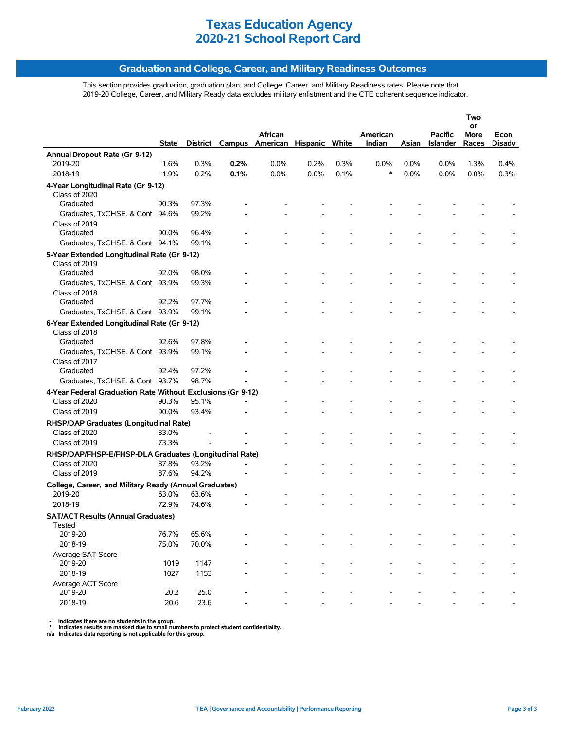# Texas Education Agency
# 2020-21 School Report Card

## Graduation and College, Career, and Military Readiness Outcomes

This section provides graduation, graduation plan, and College, Career, and Military Readiness rates. Please note that 2019-20 College, Career, and Military Ready data excludes military enlistment and the CTE coherent sequence indicator.

| | State | District | Campus | African American | Hispanic | White | American Indian | Asian | Pacific Islander | Two or More Races | Econ Disadv |
|---|---|---|---|---|---|---|---|---|---|---|---|
| **Annual Dropout Rate (Gr 9-12)** | | | | | | | | | | | |
| 2019-20 | 1.6% | 0.3% | **0.2%** | 0.0% | 0.2% | 0.3% | 0.0% | 0.0% | 0.0% | 1.3% | 0.4% |
| 2018-19 | 1.9% | 0.2% | **0.1%** | 0.0% | 0.0% | 0.1% | * | 0.0% | 0.0% | 0.0% | 0.3% |
| **4-Year Longitudinal Rate (Gr 9-12)** | | | | | | | | | | | |
| Class of 2020 | | | | | | | | | | | |
| Graduated | 90.3% | 97.3% | **-** | - | - | - | - | - | - | - | - |
| Graduates, TxCHSE, & Cont | 94.6% | 99.2% | **-** | - | - | - | - | - | - | - | - |
| Class of 2019 | | | | | | | | | | | |
| Graduated | 90.0% | 96.4% | **-** | - | - | - | - | - | - | - | - |
| Graduates, TxCHSE, & Cont | 94.1% | 99.1% | **-** | - | - | - | - | - | - | - | - |
| **5-Year Extended Longitudinal Rate (Gr 9-12)** | | | | | | | | | | | |
| Class of 2019 | | | | | | | | | | | |
| Graduated | 92.0% | 98.0% | **-** | - | - | - | - | - | - | - | - |
| Graduates, TxCHSE, & Cont | 93.9% | 99.3% | **-** | - | - | - | - | - | - | - | - |
| Class of 2018 | | | | | | | | | | | |
| Graduated | 92.2% | 97.7% | **-** | - | - | - | - | - | - | - | - |
| Graduates, TxCHSE, & Cont | 93.9% | 99.1% | **-** | - | - | - | - | - | - | - | - |
| **6-Year Extended Longitudinal Rate (Gr 9-12)** | | | | | | | | | | | |
| Class of 2018 | | | | | | | | | | | |
| Graduated | 92.6% | 97.8% | **-** | - | - | - | - | - | - | - | - |
| Graduates, TxCHSE, & Cont | 93.9% | 99.1% | **-** | - | - | - | - | - | - | - | - |
| Class of 2017 | | | | | | | | | | | |
| Graduated | 92.4% | 97.2% | **-** | - | - | - | - | - | - | - | - |
| Graduates, TxCHSE, & Cont | 93.7% | 98.7% | **-** | - | - | - | - | - | - | - | - |
| **4-Year Federal Graduation Rate Without Exclusions (Gr 9-12)** | | | | | | | | | | | |
| Class of 2020 | 90.3% | 95.1% | **-** | - | - | - | - | - | - | - | - |
| Class of 2019 | 90.0% | 93.4% | **-** | - | - | - | - | - | - | - | - |
| **RHSP/DAP Graduates (Longitudinal Rate)** | | | | | | | | | | | |
| Class of 2020 | 83.0% | - | **-** | - | - | - | - | - | - | - | - |
| Class of 2019 | 73.3% | - | **-** | - | - | - | - | - | - | - | - |
| **RHSP/DAP/FHSP-E/FHSP-DLA Graduates (Longitudinal Rate)** | | | | | | | | | | | |
| Class of 2020 | 87.8% | 93.2% | **-** | - | - | - | - | - | - | - | - |
| Class of 2019 | 87.6% | 94.2% | **-** | - | - | - | - | - | - | - | - |
| **College, Career, and Military Ready (Annual Graduates)** | | | | | | | | | | | |
| 2019-20 | 63.0% | 63.6% | **-** | - | - | - | - | - | - | - | - |
| 2018-19 | 72.9% | 74.6% | **-** | - | - | - | - | - | - | - | - |
| **SAT/ACT Results (Annual Graduates)** | | | | | | | | | | | |
| Tested | | | | | | | | | | | |
| 2019-20 | 76.7% | 65.6% | **-** | - | - | - | - | - | - | - | - |
| 2018-19 | 75.0% | 70.0% | **-** | - | - | - | - | - | - | - | - |
| Average SAT Score | | | | | | | | | | | |
| 2019-20 | 1019 | 1147 | **-** | - | - | - | - | - | - | - | - |
| 2018-19 | 1027 | 1153 | **-** | - | - | - | - | - | - | - | - |
| Average ACT Score | | | | | | | | | | | |
| 2019-20 | 20.2 | 25.0 | **-** | - | - | - | - | - | - | - | - |
| 2018-19 | 20.6 | 23.6 | **-** | - | - | - | - | - | - | - | - |

**- Indicates there are no students in the group.**
**\* Indicates results are masked due to small numbers to protect student confidentiality.**
**n/a Indicates data reporting is not applicable for this group.**